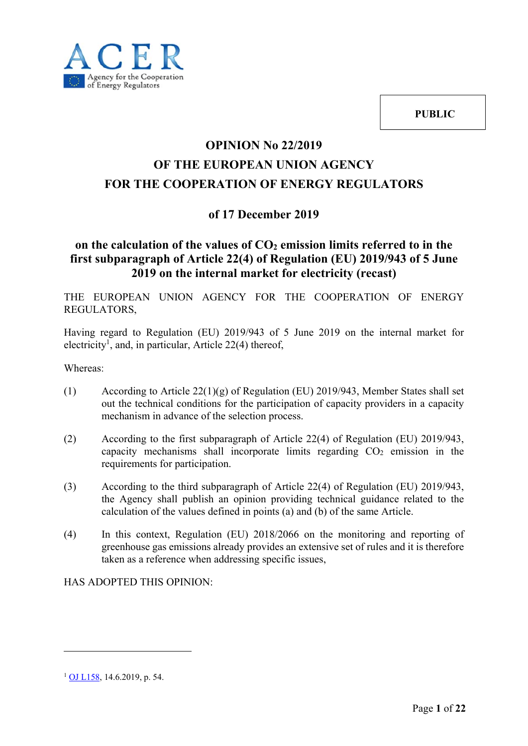PUBLIC

# OPINION No 22/2019
# OF THE EUROPEAN UNION AGENCY
# FOR THE COOPERATION OF ENERGY REGULATORS

## of 17 December 2019

## on the calculation of the values of $CO_2$ emission limits referred to in the first subparagraph of Article 22(4) of Regulation (EU) 2019/943 of 5 June 2019 on the internal market for electricity (recast)

THE EUROPEAN UNION AGENCY FOR THE COOPERATION OF ENERGY REGULATORS,

Having regard to Regulation (EU) 2019/943 of 5 June 2019 on the internal market for electricity[1], and, in particular, Article 22(4) thereof,

Whereas:

(1) According to Article 22(1)(g) of Regulation (EU) 2019/943, Member States shall set out the technical conditions for the participation of capacity providers in a capacity mechanism in advance of the selection process.

(2) According to the first subparagraph of Article 22(4) of Regulation (EU) 2019/943, capacity mechanisms shall incorporate limits regarding $CO_2$ emission in the requirements for participation.

(3) According to the third subparagraph of Article 22(4) of Regulation (EU) 2019/943, the Agency shall publish an opinion providing technical guidance related to the calculation of the values defined in points (a) and (b) of the same Article.

(4) In this context, Regulation (EU) 2018/2066 on the monitoring and reporting of greenhouse gas emissions already provides an extensive set of rules and it is therefore taken as a reference when addressing specific issues,

HAS ADOPTED THIS OPINION:

---

[1] OJ L158, 14.6.2019, p. 54.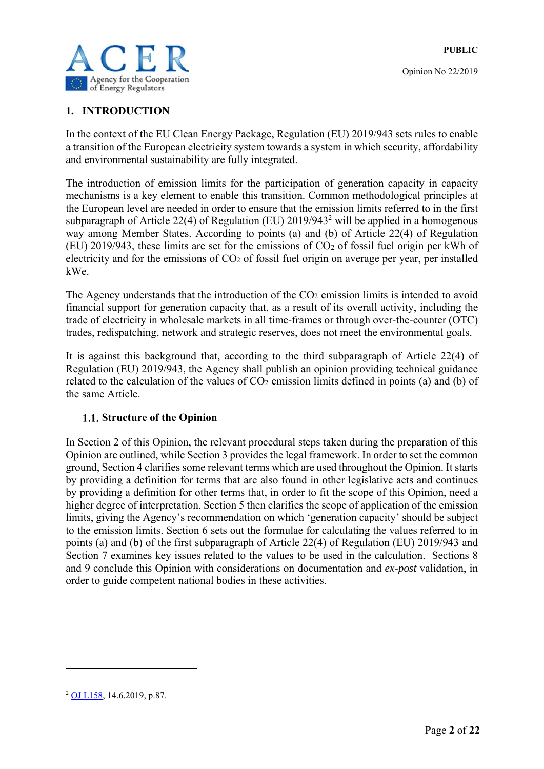## 1. INTRODUCTION

In the context of the EU Clean Energy Package, Regulation (EU) 2019/943 sets rules to enable a transition of the European electricity system towards a system in which security, affordability and environmental sustainability are fully integrated.

The introduction of emission limits for the participation of generation capacity in capacity mechanisms is a key element to enable this transition. Common methodological principles at the European level are needed in order to ensure that the emission limits referred to in the first subparagraph of Article 22(4) of Regulation (EU) 2019/943[2] will be applied in a homogenous way among Member States. According to points (a) and (b) of Article 22(4) of Regulation (EU) 2019/943, these limits are set for the emissions of $CO_2$ of fossil fuel origin per kWh of electricity and for the emissions of $CO_2$ of fossil fuel origin on average per year, per installed kWe.

The Agency understands that the introduction of the $CO_2$ emission limits is intended to avoid financial support for generation capacity that, as a result of its overall activity, including the trade of electricity in wholesale markets in all time-frames or through over-the-counter (OTC) trades, redispatching, network and strategic reserves, does not meet the environmental goals.

It is against this background that, according to the third subparagraph of Article 22(4) of Regulation (EU) 2019/943, the Agency shall publish an opinion providing technical guidance related to the calculation of the values of $CO_2$ emission limits defined in points (a) and (b) of the same Article.

### 1.1. Structure of the Opinion

In Section 2 of this Opinion, the relevant procedural steps taken during the preparation of this Opinion are outlined, while Section 3 provides the legal framework. In order to set the common ground, Section 4 clarifies some relevant terms which are used throughout the Opinion. It starts by providing a definition for terms that are also found in other legislative acts and continues by providing a definition for other terms that, in order to fit the scope of this Opinion, need a higher degree of interpretation. Section 5 then clarifies the scope of application of the emission limits, giving the Agency's recommendation on which 'generation capacity' should be subject to the emission limits. Section 6 sets out the formulae for calculating the values referred to in points (a) and (b) of the first subparagraph of Article 22(4) of Regulation (EU) 2019/943 and Section 7 examines key issues related to the values to be used in the calculation. Sections 8 and 9 conclude this Opinion with considerations on documentation and *ex-post* validation, in order to guide competent national bodies in these activities.

---

[2] OJ L158, 14.6.2019, p.87.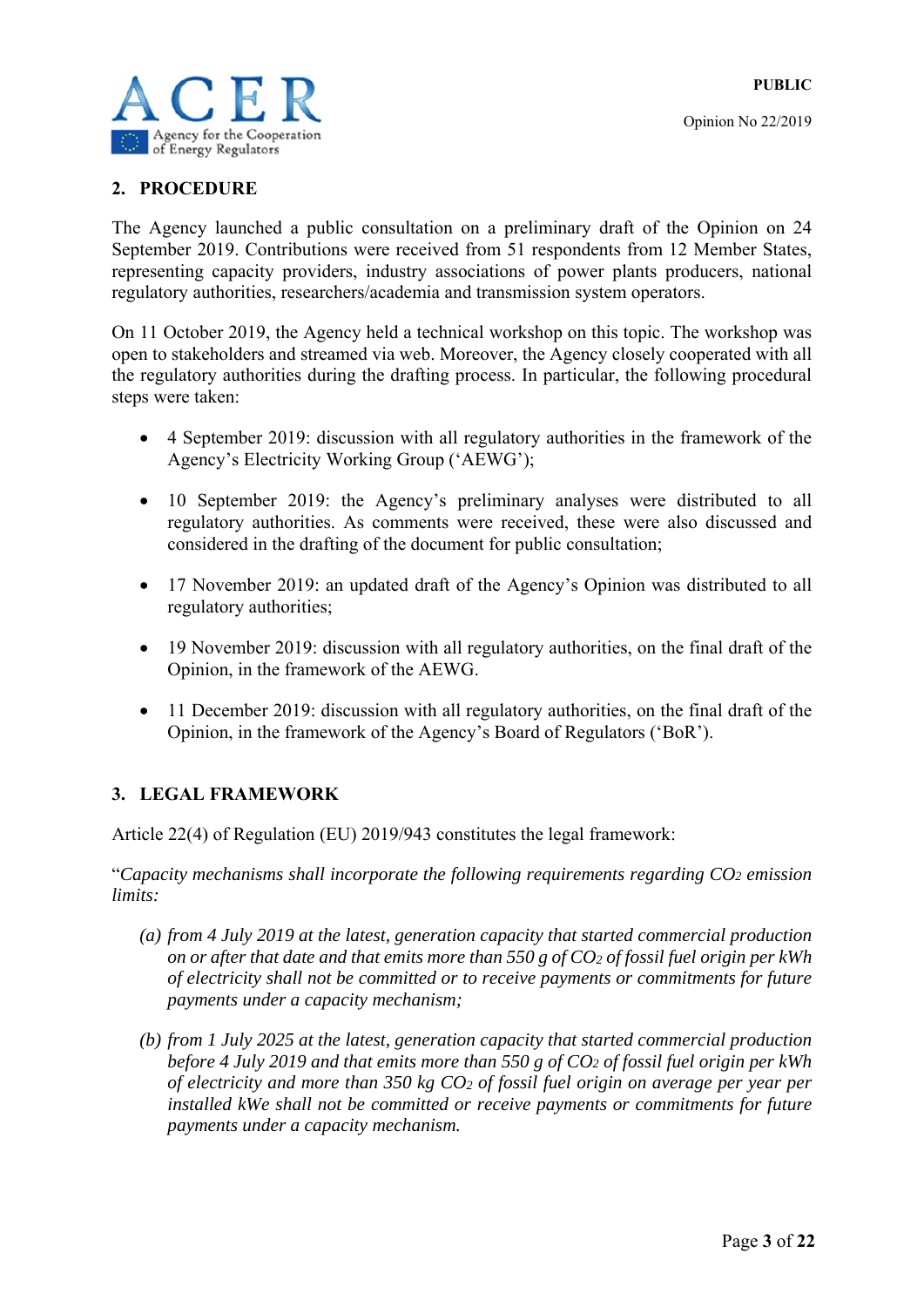## 2. PROCEDURE

The Agency launched a public consultation on a preliminary draft of the Opinion on 24 September 2019. Contributions were received from 51 respondents from 12 Member States, representing capacity providers, industry associations of power plants producers, national regulatory authorities, researchers/academia and transmission system operators.

On 11 October 2019, the Agency held a technical workshop on this topic. The workshop was open to stakeholders and streamed via web. Moreover, the Agency closely cooperated with all the regulatory authorities during the drafting process. In particular, the following procedural steps were taken:

- 4 September 2019: discussion with all regulatory authorities in the framework of the Agency's Electricity Working Group ('AEWG');
- 10 September 2019: the Agency's preliminary analyses were distributed to all regulatory authorities. As comments were received, these were also discussed and considered in the drafting of the document for public consultation;
- 17 November 2019: an updated draft of the Agency's Opinion was distributed to all regulatory authorities;
- 19 November 2019: discussion with all regulatory authorities, on the final draft of the Opinion, in the framework of the AEWG.
- 11 December 2019: discussion with all regulatory authorities, on the final draft of the Opinion, in the framework of the Agency's Board of Regulators ('BoR').

## 3. LEGAL FRAMEWORK

Article 22(4) of Regulation (EU) 2019/943 constitutes the legal framework:

"*Capacity mechanisms shall incorporate the following requirements regarding $CO_2$ emission limits:*

*(a) from 4 July 2019 at the latest, generation capacity that started commercial production on or after that date and that emits more than 550 g of $CO_2$ of fossil fuel origin per kWh of electricity shall not be committed or to receive payments or commitments for future payments under a capacity mechanism;*

*(b) from 1 July 2025 at the latest, generation capacity that started commercial production before 4 July 2019 and that emits more than 550 g of $CO_2$ of fossil fuel origin per kWh of electricity and more than 350 kg $CO_2$ of fossil fuel origin on average per year per installed kWe shall not be committed or receive payments or commitments for future payments under a capacity mechanism.*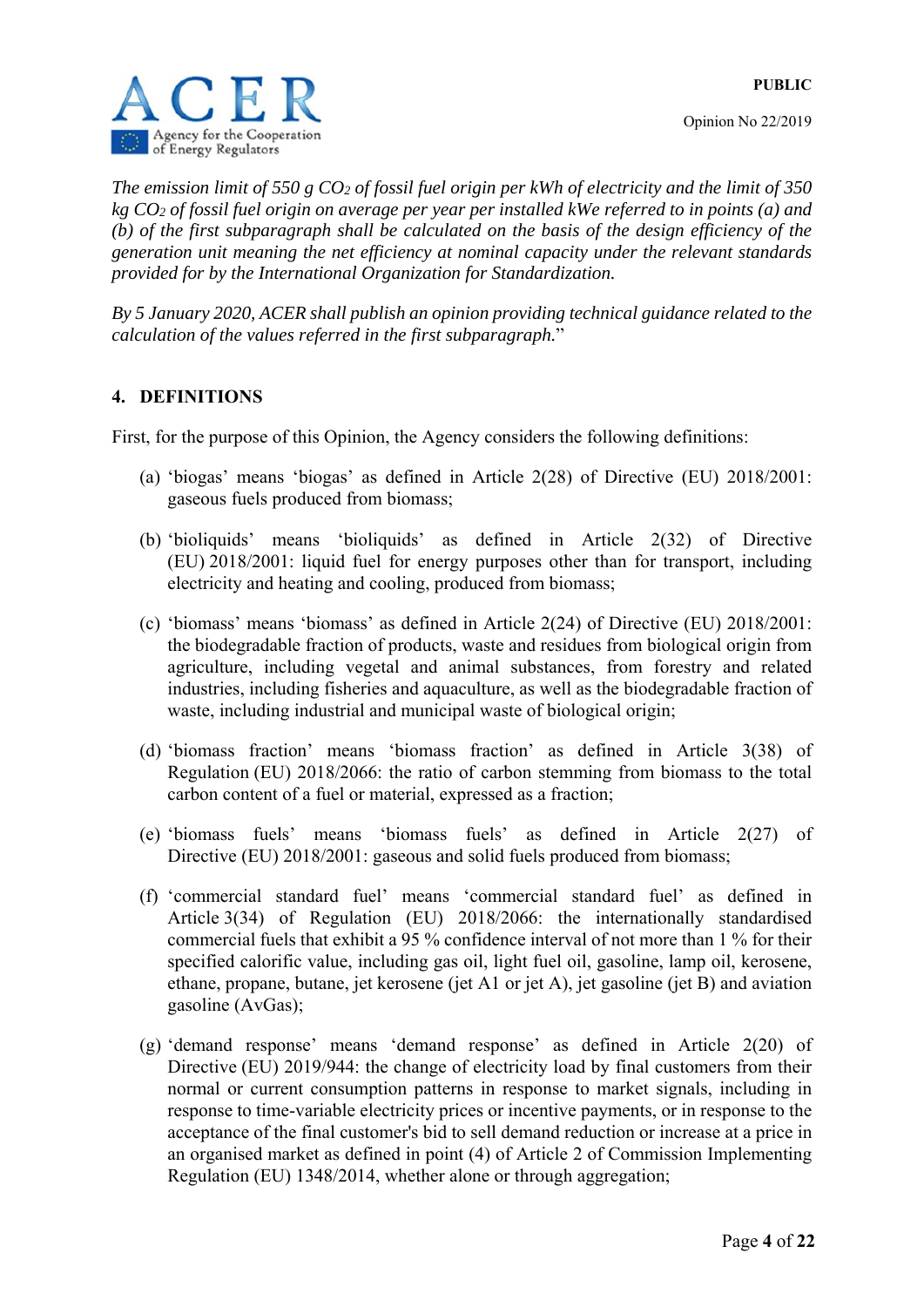*The emission limit of 550 g $CO_2$ of fossil fuel origin per kWh of electricity and the limit of 350 kg $CO_2$ of fossil fuel origin on average per year per installed kWe referred to in points (a) and (b) of the first subparagraph shall be calculated on the basis of the design efficiency of the generation unit meaning the net efficiency at nominal capacity under the relevant standards provided for by the International Organization for Standardization.*

*By 5 January 2020, ACER shall publish an opinion providing technical guidance related to the calculation of the values referred in the first subparagraph.*"

## 4. DEFINITIONS

First, for the purpose of this Opinion, the Agency considers the following definitions:

(a) 'biogas' means 'biogas' as defined in Article 2(28) of Directive (EU) 2018/2001: gaseous fuels produced from biomass;

(b) 'bioliquids' means 'bioliquids' as defined in Article 2(32) of Directive (EU) 2018/2001: liquid fuel for energy purposes other than for transport, including electricity and heating and cooling, produced from biomass;

(c) 'biomass' means 'biomass' as defined in Article 2(24) of Directive (EU) 2018/2001: the biodegradable fraction of products, waste and residues from biological origin from agriculture, including vegetal and animal substances, from forestry and related industries, including fisheries and aquaculture, as well as the biodegradable fraction of waste, including industrial and municipal waste of biological origin;

(d) 'biomass fraction' means 'biomass fraction' as defined in Article 3(38) of Regulation (EU) 2018/2066: the ratio of carbon stemming from biomass to the total carbon content of a fuel or material, expressed as a fraction;

(e) 'biomass fuels' means 'biomass fuels' as defined in Article 2(27) of Directive (EU) 2018/2001: gaseous and solid fuels produced from biomass;

(f) 'commercial standard fuel' means 'commercial standard fuel' as defined in Article 3(34) of Regulation (EU) 2018/2066: the internationally standardised commercial fuels that exhibit a 95 % confidence interval of not more than 1 % for their specified calorific value, including gas oil, light fuel oil, gasoline, lamp oil, kerosene, ethane, propane, butane, jet kerosene (jet A1 or jet A), jet gasoline (jet B) and aviation gasoline (AvGas);

(g) 'demand response' means 'demand response' as defined in Article 2(20) of Directive (EU) 2019/944: the change of electricity load by final customers from their normal or current consumption patterns in response to market signals, including in response to time-variable electricity prices or incentive payments, or in response to the acceptance of the final customer's bid to sell demand reduction or increase at a price in an organised market as defined in point (4) of Article 2 of Commission Implementing Regulation (EU) 1348/2014, whether alone or through aggregation;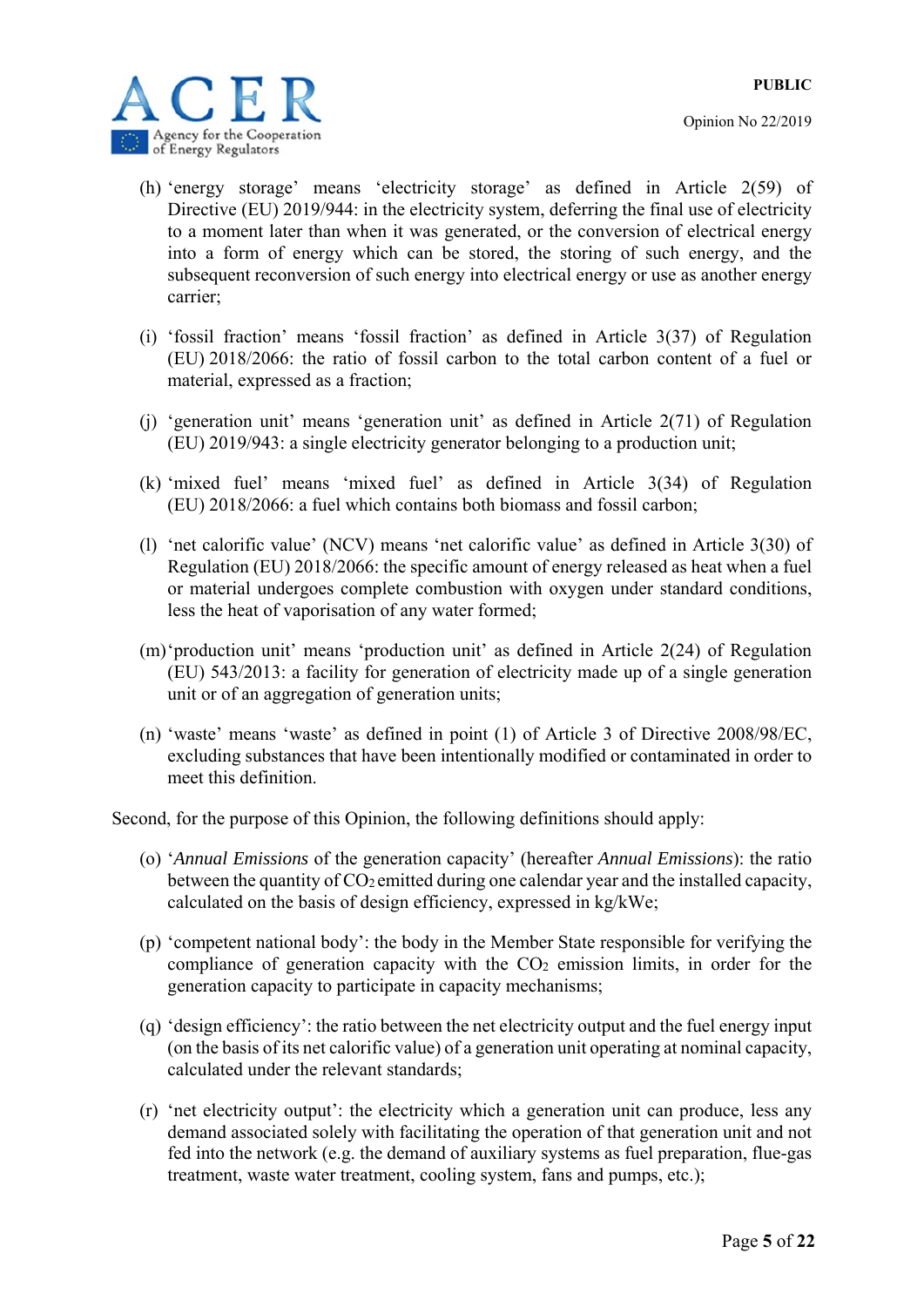(h) 'energy storage' means 'electricity storage' as defined in Article 2(59) of Directive (EU) 2019/944: in the electricity system, deferring the final use of electricity to a moment later than when it was generated, or the conversion of electrical energy into a form of energy which can be stored, the storing of such energy, and the subsequent reconversion of such energy into electrical energy or use as another energy carrier;

(i) 'fossil fraction' means 'fossil fraction' as defined in Article 3(37) of Regulation (EU) 2018/2066: the ratio of fossil carbon to the total carbon content of a fuel or material, expressed as a fraction;

(j) 'generation unit' means 'generation unit' as defined in Article 2(71) of Regulation (EU) 2019/943: a single electricity generator belonging to a production unit;

(k) 'mixed fuel' means 'mixed fuel' as defined in Article 3(34) of Regulation (EU) 2018/2066: a fuel which contains both biomass and fossil carbon;

(l) 'net calorific value' (NCV) means 'net calorific value' as defined in Article 3(30) of Regulation (EU) 2018/2066: the specific amount of energy released as heat when a fuel or material undergoes complete combustion with oxygen under standard conditions, less the heat of vaporisation of any water formed;

(m) 'production unit' means 'production unit' as defined in Article 2(24) of Regulation (EU) 543/2013: a facility for generation of electricity made up of a single generation unit or of an aggregation of generation units;

(n) 'waste' means 'waste' as defined in point (1) of Article 3 of Directive 2008/98/EC, excluding substances that have been intentionally modified or contaminated in order to meet this definition.

Second, for the purpose of this Opinion, the following definitions should apply:

(o) '*Annual Emissions* of the generation capacity' (hereafter *Annual Emissions*): the ratio between the quantity of $CO_2$ emitted during one calendar year and the installed capacity, calculated on the basis of design efficiency, expressed in kg/kWe;

(p) 'competent national body': the body in the Member State responsible for verifying the compliance of generation capacity with the $CO_2$ emission limits, in order for the generation capacity to participate in capacity mechanisms;

(q) 'design efficiency': the ratio between the net electricity output and the fuel energy input (on the basis of its net calorific value) of a generation unit operating at nominal capacity, calculated under the relevant standards;

(r) 'net electricity output': the electricity which a generation unit can produce, less any demand associated solely with facilitating the operation of that generation unit and not fed into the network (e.g. the demand of auxiliary systems as fuel preparation, flue-gas treatment, waste water treatment, cooling system, fans and pumps, etc.);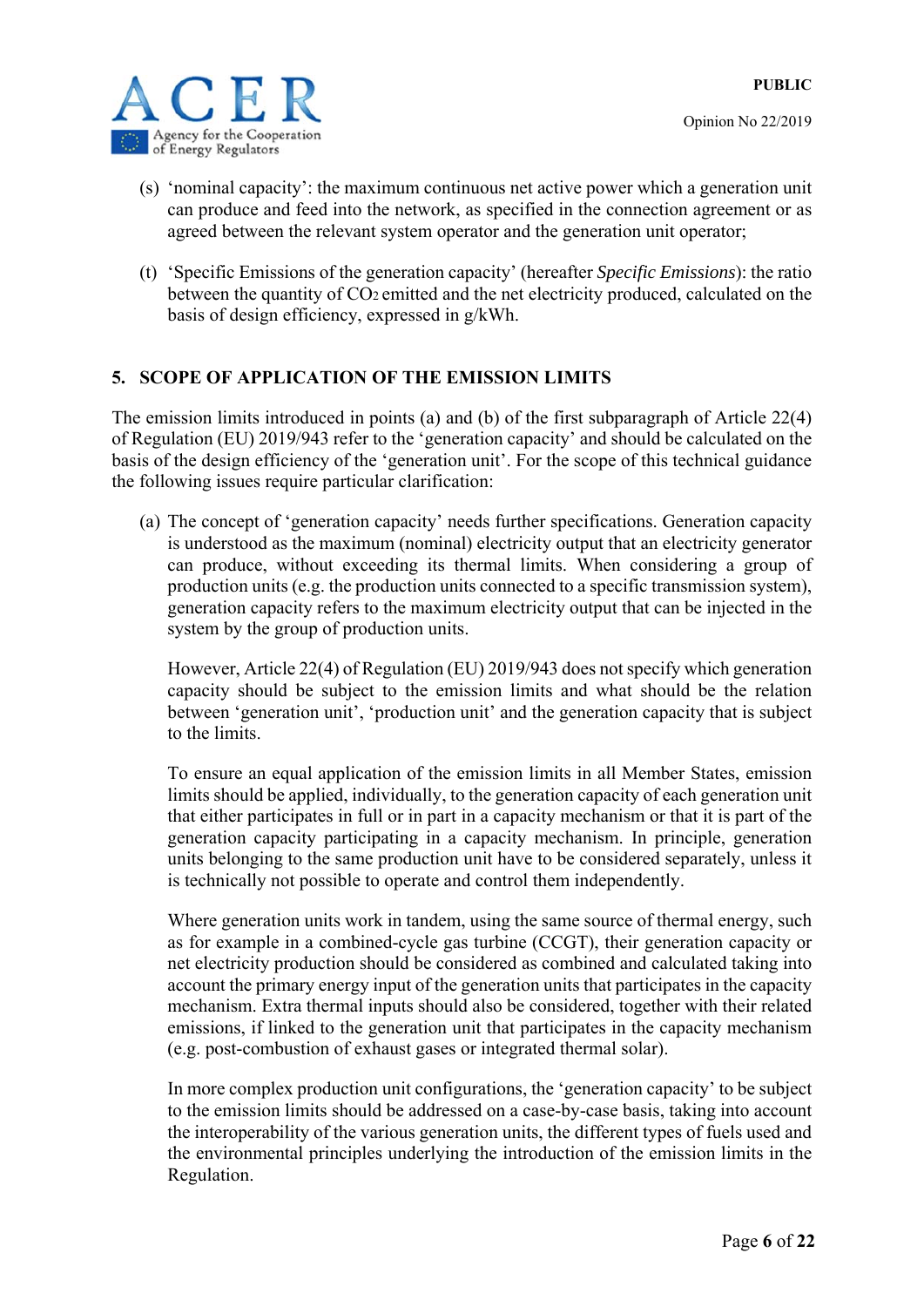(s) ‘nominal capacity’: the maximum continuous net active power which a generation unit can produce and feed into the network, as specified in the connection agreement or as agreed between the relevant system operator and the generation unit operator;

(t) ‘Specific Emissions of the generation capacity’ (hereafter *Specific Emissions*): the ratio between the quantity of $CO_2$ emitted and the net electricity produced, calculated on the basis of design efficiency, expressed in g/kWh.

## 5. SCOPE OF APPLICATION OF THE EMISSION LIMITS

The emission limits introduced in points (a) and (b) of the first subparagraph of Article 22(4) of Regulation (EU) 2019/943 refer to the ‘generation capacity’ and should be calculated on the basis of the design efficiency of the ‘generation unit’. For the scope of this technical guidance the following issues require particular clarification:

(a) The concept of ‘generation capacity’ needs further specifications. Generation capacity is understood as the maximum (nominal) electricity output that an electricity generator can produce, without exceeding its thermal limits. When considering a group of production units (e.g. the production units connected to a specific transmission system), generation capacity refers to the maximum electricity output that can be injected in the system by the group of production units.

However, Article 22(4) of Regulation (EU) 2019/943 does not specify which generation capacity should be subject to the emission limits and what should be the relation between ‘generation unit’, ‘production unit’ and the generation capacity that is subject to the limits.

To ensure an equal application of the emission limits in all Member States, emission limits should be applied, individually, to the generation capacity of each generation unit that either participates in full or in part in a capacity mechanism or that it is part of the generation capacity participating in a capacity mechanism. In principle, generation units belonging to the same production unit have to be considered separately, unless it is technically not possible to operate and control them independently.

Where generation units work in tandem, using the same source of thermal energy, such as for example in a combined-cycle gas turbine (CCGT), their generation capacity or net electricity production should be considered as combined and calculated taking into account the primary energy input of the generation units that participates in the capacity mechanism. Extra thermal inputs should also be considered, together with their related emissions, if linked to the generation unit that participates in the capacity mechanism (e.g. post-combustion of exhaust gases or integrated thermal solar).

In more complex production unit configurations, the ‘generation capacity’ to be subject to the emission limits should be addressed on a case-by-case basis, taking into account the interoperability of the various generation units, the different types of fuels used and the environmental principles underlying the introduction of the emission limits in the Regulation.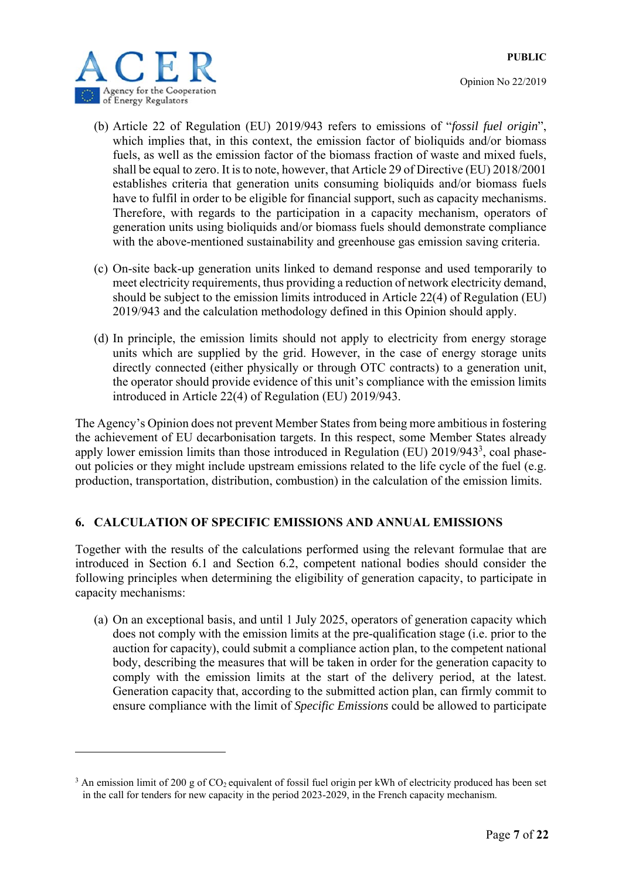(b) Article 22 of Regulation (EU) 2019/943 refers to emissions of "*fossil fuel origin*", which implies that, in this context, the emission factor of bioliquids and/or biomass fuels, as well as the emission factor of the biomass fraction of waste and mixed fuels, shall be equal to zero. It is to note, however, that Article 29 of Directive (EU) 2018/2001 establishes criteria that generation units consuming bioliquids and/or biomass fuels have to fulfil in order to be eligible for financial support, such as capacity mechanisms. Therefore, with regards to the participation in a capacity mechanism, operators of generation units using bioliquids and/or biomass fuels should demonstrate compliance with the above-mentioned sustainability and greenhouse gas emission saving criteria.

(c) On-site back-up generation units linked to demand response and used temporarily to meet electricity requirements, thus providing a reduction of network electricity demand, should be subject to the emission limits introduced in Article 22(4) of Regulation (EU) 2019/943 and the calculation methodology defined in this Opinion should apply.

(d) In principle, the emission limits should not apply to electricity from energy storage units which are supplied by the grid. However, in the case of energy storage units directly connected (either physically or through OTC contracts) to a generation unit, the operator should provide evidence of this unit's compliance with the emission limits introduced in Article 22(4) of Regulation (EU) 2019/943.

The Agency's Opinion does not prevent Member States from being more ambitious in fostering the achievement of EU decarbonisation targets. In this respect, some Member States already apply lower emission limits than those introduced in Regulation (EU) 2019/943[3], coal phase-out policies or they might include upstream emissions related to the life cycle of the fuel (e.g. production, transportation, distribution, combustion) in the calculation of the emission limits.

## 6. CALCULATION OF SPECIFIC EMISSIONS AND ANNUAL EMISSIONS

Together with the results of the calculations performed using the relevant formulae that are introduced in Section 6.1 and Section 6.2, competent national bodies should consider the following principles when determining the eligibility of generation capacity, to participate in capacity mechanisms:

(a) On an exceptional basis, and until 1 July 2025, operators of generation capacity which does not comply with the emission limits at the pre-qualification stage (i.e. prior to the auction for capacity), could submit a compliance action plan, to the competent national body, describing the measures that will be taken in order for the generation capacity to comply with the emission limits at the start of the delivery period, at the latest. Generation capacity that, according to the submitted action plan, can firmly commit to ensure compliance with the limit of *Specific Emissions* could be allowed to participate

---

[3] An emission limit of 200 g of $CO_2$ equivalent of fossil fuel origin per kWh of electricity produced has been set in the call for tenders for new capacity in the period 2023-2029, in the French capacity mechanism.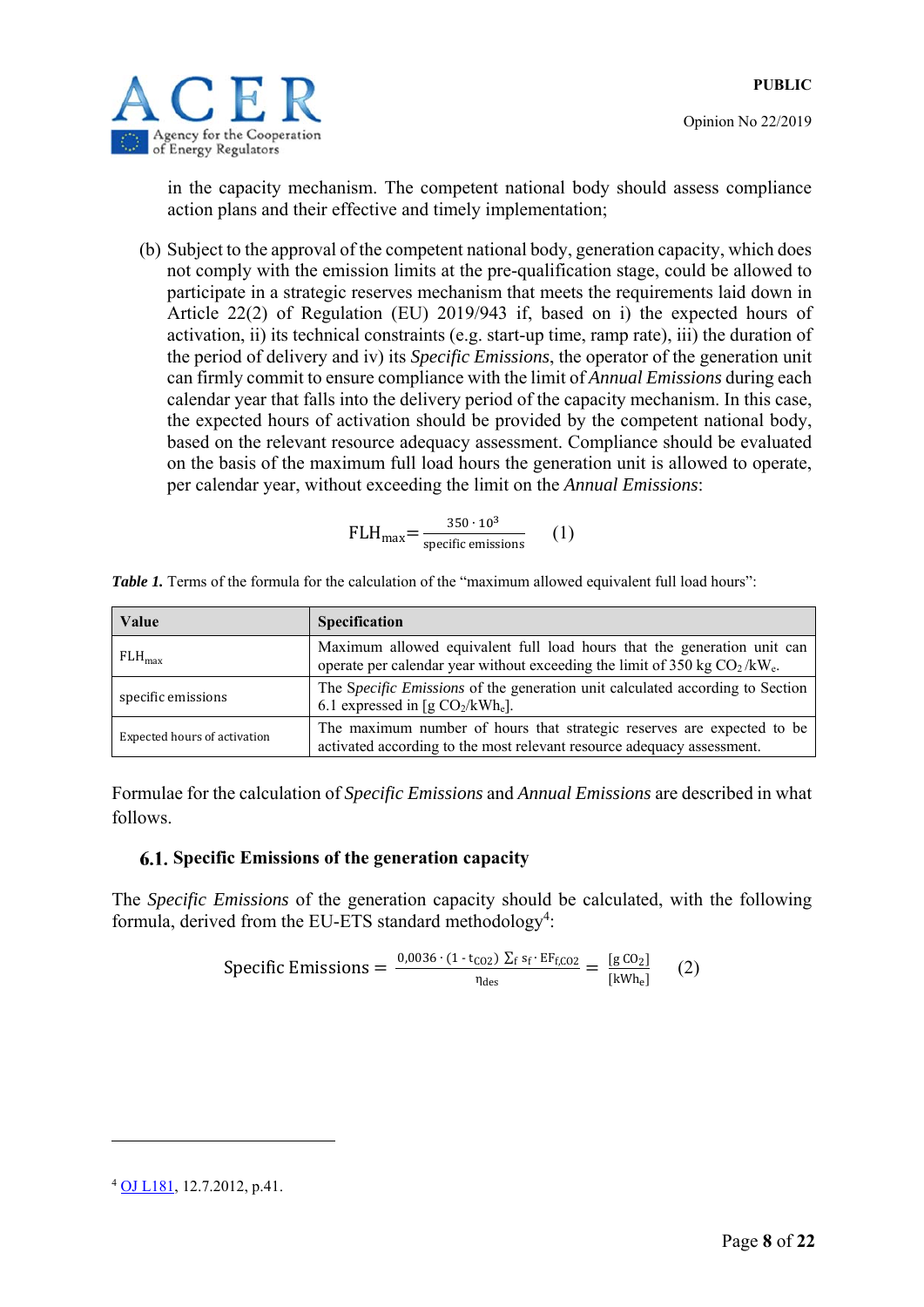in the capacity mechanism. The competent national body should assess compliance action plans and their effective and timely implementation;

(b) Subject to the approval of the competent national body, generation capacity, which does not comply with the emission limits at the pre-qualification stage, could be allowed to participate in a strategic reserves mechanism that meets the requirements laid down in Article 22(2) of Regulation (EU) 2019/943 if, based on i) the expected hours of activation, ii) its technical constraints (e.g. start-up time, ramp rate), iii) the duration of the period of delivery and iv) its *Specific Emissions*, the operator of the generation unit can firmly commit to ensure compliance with the limit of *Annual Emissions* during each calendar year that falls into the delivery period of the capacity mechanism. In this case, the expected hours of activation should be provided by the competent national body, based on the relevant resource adequacy assessment. Compliance should be evaluated on the basis of the maximum full load hours the generation unit is allowed to operate, per calendar year, without exceeding the limit on the *Annual Emissions*:

$$\mathrm{FLH_{max}} = \frac{350 \cdot 10^3}{\text{specific emissions}} \qquad (1)$$

***Table 1.*** Terms of the formula for the calculation of the "maximum allowed equivalent full load hours":

| Value | Specification |
|---|---|
| $\mathrm{FLH_{max}}$ | Maximum allowed equivalent full load hours that the generation unit can operate per calendar year without exceeding the limit of 350 kg $CO_2$ /$kW_e$. |
| specific emissions | The *Specific Emissions* of the generation unit calculated according to Section 6.1 expressed in [g $CO_2$/$kWh_e$]. |
| Expected hours of activation | The maximum number of hours that strategic reserves are expected to be activated according to the most relevant resource adequacy assessment. |

Formulae for the calculation of *Specific Emissions* and *Annual Emissions* are described in what follows.

### 6.1. Specific Emissions of the generation capacity

The *Specific Emissions* of the generation capacity should be calculated, with the following formula, derived from the EU-ETS standard methodology[4]:

$$\text{Specific Emissions} = \frac{0{,}0036 \cdot (1 - t_{CO2}) \sum_f s_f \cdot EF_{f,CO2}}{\eta_{des}} = \frac{[\mathrm{g\ CO_2}]}{[\mathrm{kWh_e}]} \qquad (2)$$

[4] OJ L181, 12.7.2012, p.41.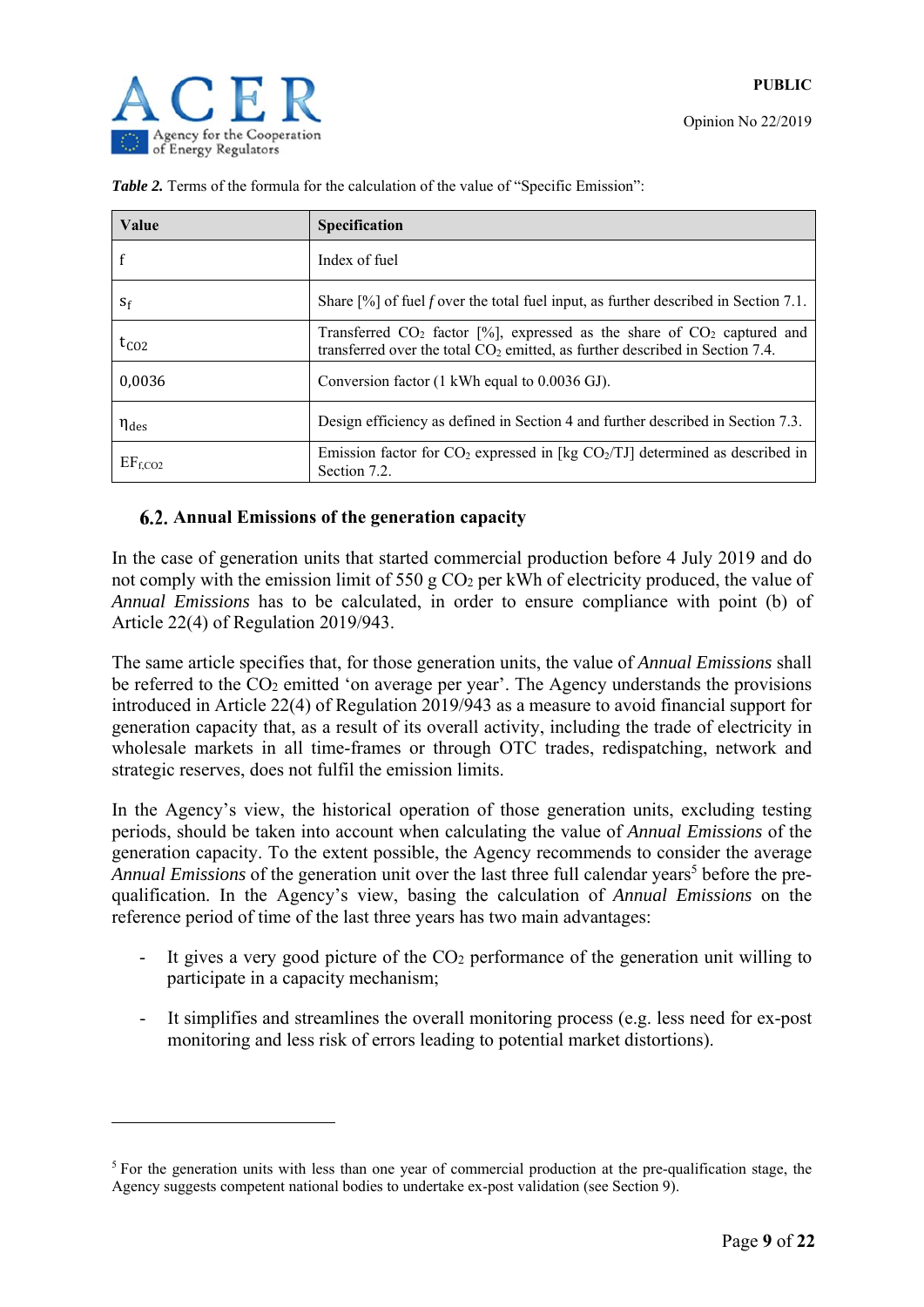***Table 2.*** Terms of the formula for the calculation of the value of "Specific Emission":

| Value | Specification |
|---|---|
| f | Index of fuel |
| $s_f$ | Share [%] of fuel *f* over the total fuel input, as further described in Section 7.1. |
| $t_{CO2}$ | Transferred $CO_2$ factor [%], expressed as the share of $CO_2$ captured and transferred over the total $CO_2$ emitted, as further described in Section 7.4. |
| 0,0036 | Conversion factor (1 kWh equal to 0.0036 GJ). |
| $\eta_{des}$ | Design efficiency as defined in Section 4 and further described in Section 7.3. |
| $EF_{f,CO2}$ | Emission factor for $CO_2$ expressed in [kg $CO_2$/TJ] determined as described in Section 7.2. |

## 6.2. Annual Emissions of the generation capacity

In the case of generation units that started commercial production before 4 July 2019 and do not comply with the emission limit of 550 g $CO_2$ per kWh of electricity produced, the value of *Annual Emissions* has to be calculated, in order to ensure compliance with point (b) of Article 22(4) of Regulation 2019/943.

The same article specifies that, for those generation units, the value of *Annual Emissions* shall be referred to the $CO_2$ emitted 'on average per year'. The Agency understands the provisions introduced in Article 22(4) of Regulation 2019/943 as a measure to avoid financial support for generation capacity that, as a result of its overall activity, including the trade of electricity in wholesale markets in all time-frames or through OTC trades, redispatching, network and strategic reserves, does not fulfil the emission limits.

In the Agency's view, the historical operation of those generation units, excluding testing periods, should be taken into account when calculating the value of *Annual Emissions* of the generation capacity. To the extent possible, the Agency recommends to consider the average *Annual Emissions* of the generation unit over the last three full calendar years[5] before the pre-qualification. In the Agency's view, basing the calculation of *Annual Emissions* on the reference period of time of the last three years has two main advantages:

- It gives a very good picture of the $CO_2$ performance of the generation unit willing to participate in a capacity mechanism;
- It simplifies and streamlines the overall monitoring process (e.g. less need for ex-post monitoring and less risk of errors leading to potential market distortions).

[5] For the generation units with less than one year of commercial production at the pre-qualification stage, the Agency suggests competent national bodies to undertake ex-post validation (see Section 9).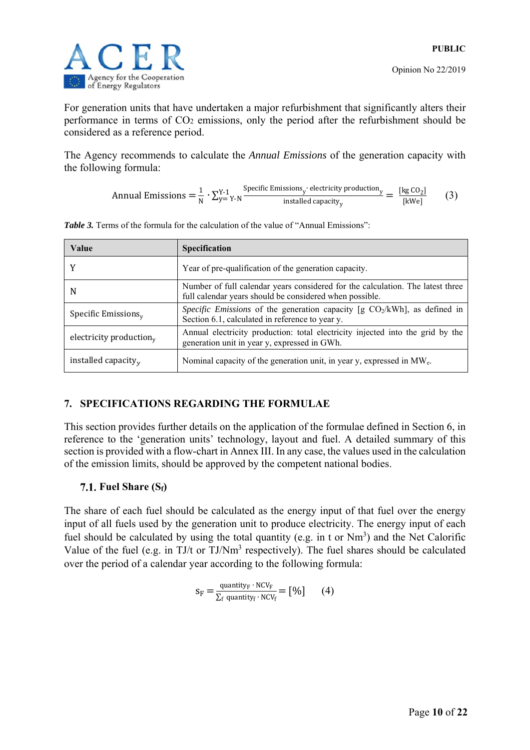For generation units that have undertaken a major refurbishment that significantly alters their performance in terms of $CO_2$ emissions, only the period after the refurbishment should be considered as a reference period.

The Agency recommends to calculate the *Annual Emissions* of the generation capacity with the following formula:

$$\text{Annual Emissions} = \frac{1}{\text{N}} \cdot \sum_{y=Y-N}^{Y-1} \frac{\text{Specific Emissions}_y \cdot \text{electricity production}_y}{\text{installed capacity}_y} = \frac{[\text{kg } CO_2]}{[\text{kWe}]} \qquad (3)$$

***Table 3.*** Terms of the formula for the calculation of the value of "Annual Emissions":

| Value | Specification |
|---|---|
| Y | Year of pre-qualification of the generation capacity. |
| N | Number of full calendar years considered for the calculation. The latest three full calendar years should be considered when possible. |
| $\text{Specific Emissions}_y$ | *Specific Emissions* of the generation capacity [g $CO_2$/kWh], as defined in Section 6.1, calculated in reference to year y. |
| $\text{electricity production}_y$ | Annual electricity production: total electricity injected into the grid by the generation unit in year y, expressed in GWh. |
| $\text{installed capacity}_y$ | Nominal capacity of the generation unit, in year y, expressed in $MW_e$. |

## 7. SPECIFICATIONS REGARDING THE FORMULAE

This section provides further details on the application of the formulae defined in Section 6, in reference to the 'generation units' technology, layout and fuel. A detailed summary of this section is provided with a flow-chart in Annex III. In any case, the values used in the calculation of the emission limits, should be approved by the competent national bodies.

### 7.1. Fuel Share ($S_f$)

The share of each fuel should be calculated as the energy input of that fuel over the energy input of all fuels used by the generation unit to produce electricity. The energy input of each fuel should be calculated by using the total quantity (e.g. in t or $Nm^3$) and the Net Calorific Value of the fuel (e.g. in TJ/t or TJ/$Nm^3$ respectively). The fuel shares should be calculated over the period of a calendar year according to the following formula:

$$s_F = \frac{\text{quantity}_F \cdot \text{NCV}_F}{\sum_f \text{quantity}_f \cdot \text{NCV}_f} = [\%] \qquad (4)$$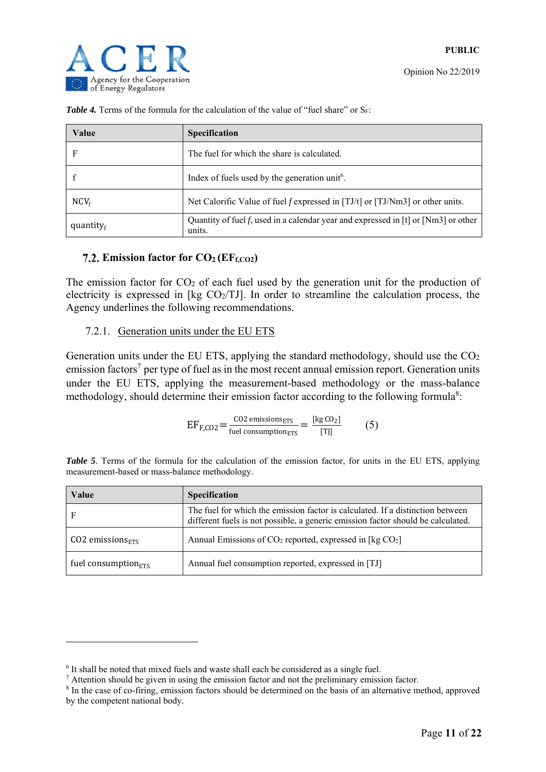***Table 4.*** Terms of the formula for the calculation of the value of "fuel share" or $S_F$:

| Value | Specification |
|---|---|
| F | The fuel for which the share is calculated. |
| f | Index of fuels used by the generation unit[6]. |
| $NCV_f$ | Net Calorific Value of fuel *f* expressed in [TJ/t] or [TJ/Nm3] or other units. |
| $quantity_f$ | Quantity of fuel *f*, used in a calendar year and expressed in [t] or [Nm3] or other units. |

## 7.2. Emission factor for $CO_2$ ($EF_{f,CO2}$)

The emission factor for $CO_2$ of each fuel used by the generation unit for the production of electricity is expressed in [kg $CO_2$/TJ]. In order to streamline the calculation process, the Agency underlines the following recommendations.

### 7.2.1. Generation units under the EU ETS

Generation units under the EU ETS, applying the standard methodology, should use the $CO_2$ emission factors[7] per type of fuel as in the most recent annual emission report. Generation units under the EU ETS, applying the measurement-based methodology or the mass-balance methodology, should determine their emission factor according to the following formula[8]:

$$EF_{F,CO2} = \frac{\text{CO2 emissions}_{ETS}}{\text{fuel consumption}_{ETS}} = \frac{[\text{kg CO}_2]}{[\text{TJ}]} \qquad (5)$$

***Table 5**.* Terms of the formula for the calculation of the emission factor, for units in the EU ETS, applying measurement-based or mass-balance methodology.

| Value | Specification |
|---|---|
| F | The fuel for which the emission factor is calculated. If a distinction between different fuels is not possible, a generic emission factor should be calculated. |
| $\text{CO2 emissions}_{ETS}$ | Annual Emissions of $CO_2$ reported, expressed in [kg $CO_2$] |
| $\text{fuel consumption}_{ETS}$ | Annual fuel consumption reported, expressed in [TJ] |

[6] It shall be noted that mixed fuels and waste shall each be considered as a single fuel.
[7] Attention should be given in using the emission factor and not the preliminary emission factor.
[8] In the case of co-firing, emission factors should be determined on the basis of an alternative method, approved by the competent national body.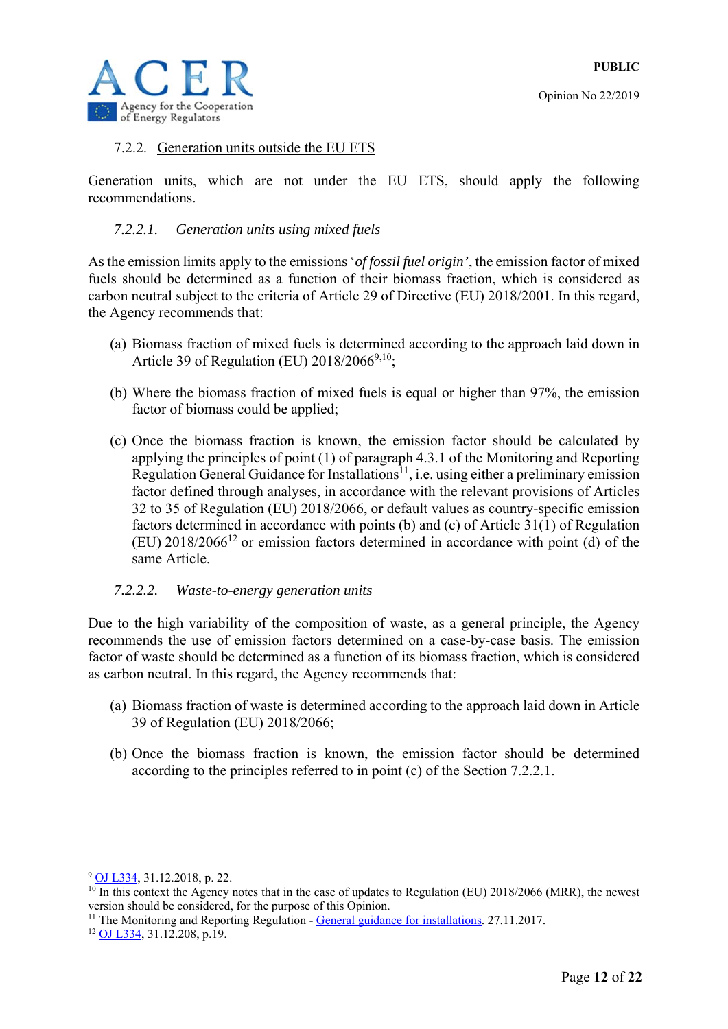### 7.2.2. Generation units outside the EU ETS

Generation units, which are not under the EU ETS, should apply the following recommendations.

#### *7.2.2.1. Generation units using mixed fuels*

As the emission limits apply to the emissions '*of fossil fuel origin'*, the emission factor of mixed fuels should be determined as a function of their biomass fraction, which is considered as carbon neutral subject to the criteria of Article 29 of Directive (EU) 2018/2001. In this regard, the Agency recommends that:

(a) Biomass fraction of mixed fuels is determined according to the approach laid down in Article 39 of Regulation (EU) 2018/2066[9,10];

(b) Where the biomass fraction of mixed fuels is equal or higher than 97%, the emission factor of biomass could be applied;

(c) Once the biomass fraction is known, the emission factor should be calculated by applying the principles of point (1) of paragraph 4.3.1 of the Monitoring and Reporting Regulation General Guidance for Installations[11], i.e. using either a preliminary emission factor defined through analyses, in accordance with the relevant provisions of Articles 32 to 35 of Regulation (EU) 2018/2066, or default values as country-specific emission factors determined in accordance with points (b) and (c) of Article 31(1) of Regulation (EU) 2018/2066[12] or emission factors determined in accordance with point (d) of the same Article.

#### *7.2.2.2. Waste-to-energy generation units*

Due to the high variability of the composition of waste, as a general principle, the Agency recommends the use of emission factors determined on a case-by-case basis. The emission factor of waste should be determined as a function of its biomass fraction, which is considered as carbon neutral. In this regard, the Agency recommends that:

(a) Biomass fraction of waste is determined according to the approach laid down in Article 39 of Regulation (EU) 2018/2066;

(b) Once the biomass fraction is known, the emission factor should be determined according to the principles referred to in point (c) of the Section 7.2.2.1.

---

[9] OJ L334, 31.12.2018, p. 22.

[10] In this context the Agency notes that in the case of updates to Regulation (EU) 2018/2066 (MRR), the newest version should be considered, for the purpose of this Opinion.

[11] The Monitoring and Reporting Regulation - General guidance for installations. 27.11.2017.

[12] OJ L334, 31.12.208, p.19.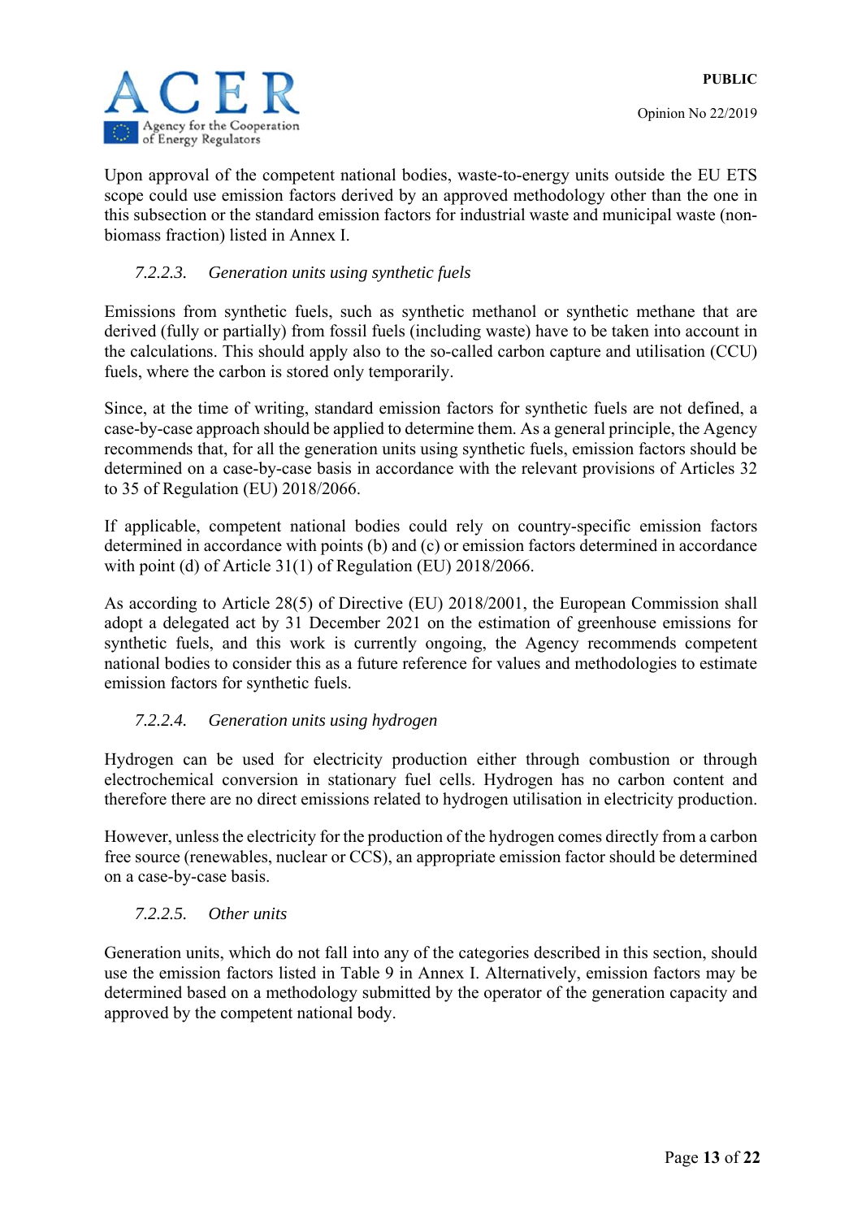Upon approval of the competent national bodies, waste-to-energy units outside the EU ETS scope could use emission factors derived by an approved methodology other than the one in this subsection or the standard emission factors for industrial waste and municipal waste (non-biomass fraction) listed in Annex I.

#### *7.2.2.3. Generation units using synthetic fuels*

Emissions from synthetic fuels, such as synthetic methanol or synthetic methane that are derived (fully or partially) from fossil fuels (including waste) have to be taken into account in the calculations. This should apply also to the so-called carbon capture and utilisation (CCU) fuels, where the carbon is stored only temporarily.

Since, at the time of writing, standard emission factors for synthetic fuels are not defined, a case-by-case approach should be applied to determine them. As a general principle, the Agency recommends that, for all the generation units using synthetic fuels, emission factors should be determined on a case-by-case basis in accordance with the relevant provisions of Articles 32 to 35 of Regulation (EU) 2018/2066.

If applicable, competent national bodies could rely on country-specific emission factors determined in accordance with points (b) and (c) or emission factors determined in accordance with point (d) of Article 31(1) of Regulation (EU) 2018/2066.

As according to Article 28(5) of Directive (EU) 2018/2001, the European Commission shall adopt a delegated act by 31 December 2021 on the estimation of greenhouse emissions for synthetic fuels, and this work is currently ongoing, the Agency recommends competent national bodies to consider this as a future reference for values and methodologies to estimate emission factors for synthetic fuels.

#### *7.2.2.4. Generation units using hydrogen*

Hydrogen can be used for electricity production either through combustion or through electrochemical conversion in stationary fuel cells. Hydrogen has no carbon content and therefore there are no direct emissions related to hydrogen utilisation in electricity production.

However, unless the electricity for the production of the hydrogen comes directly from a carbon free source (renewables, nuclear or CCS), an appropriate emission factor should be determined on a case-by-case basis.

#### *7.2.2.5. Other units*

Generation units, which do not fall into any of the categories described in this section, should use the emission factors listed in Table 9 in Annex I. Alternatively, emission factors may be determined based on a methodology submitted by the operator of the generation capacity and approved by the competent national body.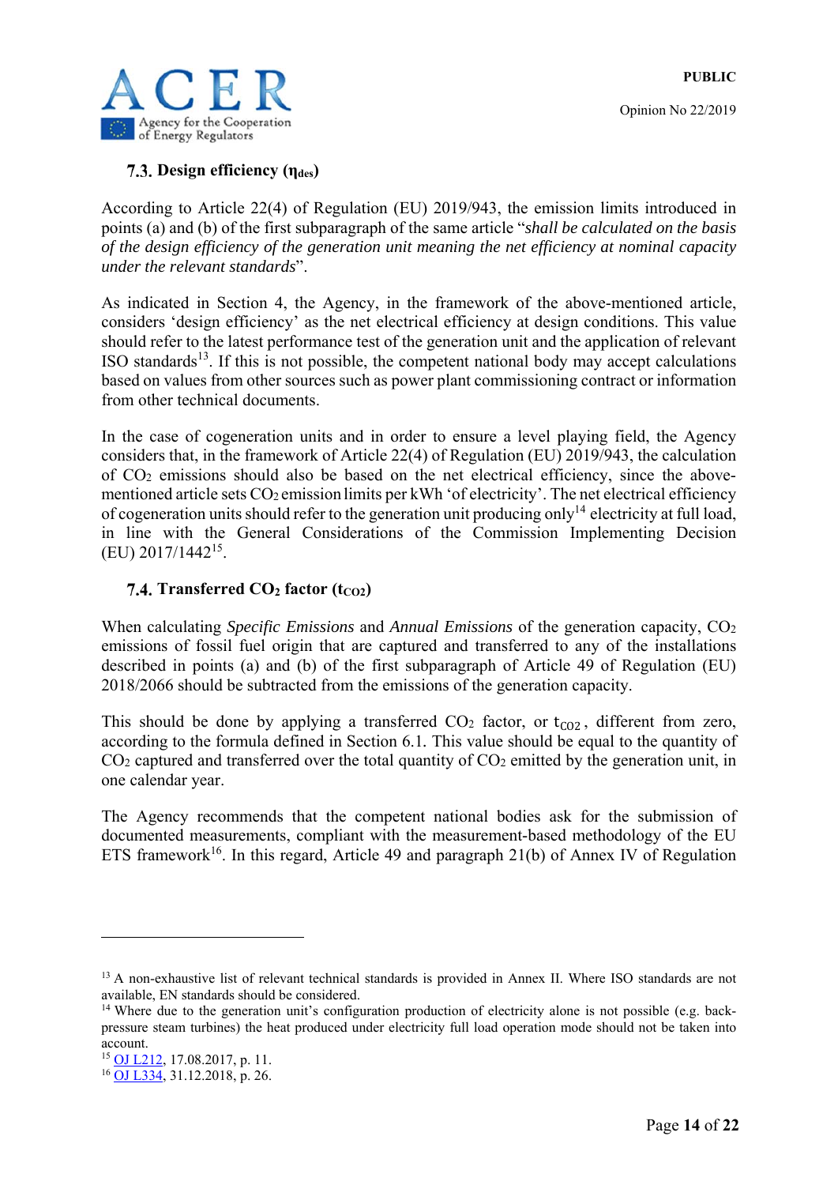## 7.3. Design efficiency ($\eta_{des}$)

According to Article 22(4) of Regulation (EU) 2019/943, the emission limits introduced in points (a) and (b) of the first subparagraph of the same article "*shall be calculated on the basis of the design efficiency of the generation unit meaning the net efficiency at nominal capacity under the relevant standards*".

As indicated in Section 4, the Agency, in the framework of the above-mentioned article, considers 'design efficiency' as the net electrical efficiency at design conditions. This value should refer to the latest performance test of the generation unit and the application of relevant ISO standards[13]. If this is not possible, the competent national body may accept calculations based on values from other sources such as power plant commissioning contract or information from other technical documents.

In the case of cogeneration units and in order to ensure a level playing field, the Agency considers that, in the framework of Article 22(4) of Regulation (EU) 2019/943, the calculation of $CO_2$ emissions should also be based on the net electrical efficiency, since the above-mentioned article sets $CO_2$ emission limits per kWh 'of electricity'. The net electrical efficiency of cogeneration units should refer to the generation unit producing only[14] electricity at full load, in line with the General Considerations of the Commission Implementing Decision (EU) 2017/1442[15].

## 7.4. Transferred $CO_2$ factor ($t_{CO2}$)

When calculating *Specific Emissions* and *Annual Emissions* of the generation capacity, $CO_2$ emissions of fossil fuel origin that are captured and transferred to any of the installations described in points (a) and (b) of the first subparagraph of Article 49 of Regulation (EU) 2018/2066 should be subtracted from the emissions of the generation capacity.

This should be done by applying a transferred $CO_2$ factor, or $t_{CO2}$, different from zero, according to the formula defined in Section 6.1. This value should be equal to the quantity of $CO_2$ captured and transferred over the total quantity of $CO_2$ emitted by the generation unit, in one calendar year.

The Agency recommends that the competent national bodies ask for the submission of documented measurements, compliant with the measurement-based methodology of the EU ETS framework[16]. In this regard, Article 49 and paragraph 21(b) of Annex IV of Regulation

---

[13] A non-exhaustive list of relevant technical standards is provided in Annex II. Where ISO standards are not available, EN standards should be considered.

[14] Where due to the generation unit's configuration production of electricity alone is not possible (e.g. back-pressure steam turbines) the heat produced under electricity full load operation mode should not be taken into account.

[15] OJ L212, 17.08.2017, p. 11.

[16] OJ L334, 31.12.2018, p. 26.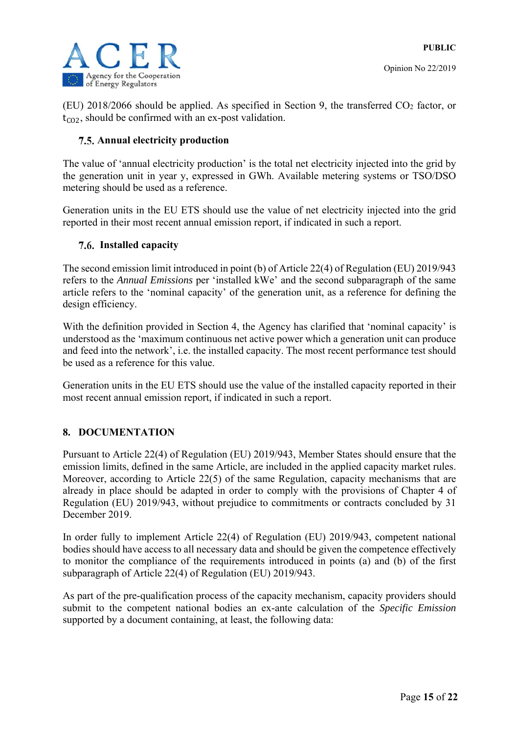(EU) 2018/2066 should be applied. As specified in Section 9, the transferred $CO_2$ factor, or $t_{CO2}$, should be confirmed with an ex-post validation.

### 7.5. Annual electricity production

The value of 'annual electricity production' is the total net electricity injected into the grid by the generation unit in year y, expressed in GWh. Available metering systems or TSO/DSO metering should be used as a reference.

Generation units in the EU ETS should use the value of net electricity injected into the grid reported in their most recent annual emission report, if indicated in such a report.

### 7.6. Installed capacity

The second emission limit introduced in point (b) of Article 22(4) of Regulation (EU) 2019/943 refers to the *Annual Emissions* per 'installed kWe' and the second subparagraph of the same article refers to the 'nominal capacity' of the generation unit, as a reference for defining the design efficiency.

With the definition provided in Section 4, the Agency has clarified that 'nominal capacity' is understood as the 'maximum continuous net active power which a generation unit can produce and feed into the network', i.e. the installed capacity. The most recent performance test should be used as a reference for this value.

Generation units in the EU ETS should use the value of the installed capacity reported in their most recent annual emission report, if indicated in such a report.

## 8. DOCUMENTATION

Pursuant to Article 22(4) of Regulation (EU) 2019/943, Member States should ensure that the emission limits, defined in the same Article, are included in the applied capacity market rules. Moreover, according to Article 22(5) of the same Regulation, capacity mechanisms that are already in place should be adapted in order to comply with the provisions of Chapter 4 of Regulation (EU) 2019/943, without prejudice to commitments or contracts concluded by 31 December 2019.

In order fully to implement Article 22(4) of Regulation (EU) 2019/943, competent national bodies should have access to all necessary data and should be given the competence effectively to monitor the compliance of the requirements introduced in points (a) and (b) of the first subparagraph of Article 22(4) of Regulation (EU) 2019/943.

As part of the pre-qualification process of the capacity mechanism, capacity providers should submit to the competent national bodies an ex-ante calculation of the *Specific Emission* supported by a document containing, at least, the following data: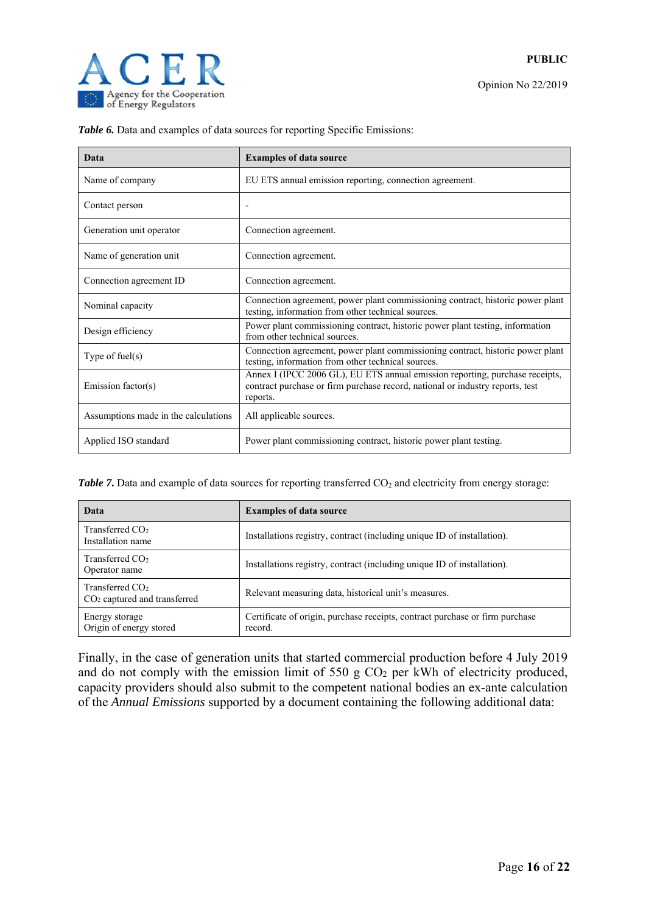***Table 6.*** Data and examples of data sources for reporting Specific Emissions:

| **Data** | **Examples of data source** |
|---|---|
| Name of company | EU ETS annual emission reporting, connection agreement. |
| Contact person | - |
| Generation unit operator | Connection agreement. |
| Name of generation unit | Connection agreement. |
| Connection agreement ID | Connection agreement. |
| Nominal capacity | Connection agreement, power plant commissioning contract, historic power plant testing, information from other technical sources. |
| Design efficiency | Power plant commissioning contract, historic power plant testing, information from other technical sources. |
| Type of fuel(s) | Connection agreement, power plant commissioning contract, historic power plant testing, information from other technical sources. |
| Emission factor(s) | Annex I (IPCC 2006 GL), EU ETS annual emission reporting, purchase receipts, contract purchase or firm purchase record, national or industry reports, test reports. |
| Assumptions made in the calculations | All applicable sources. |
| Applied ISO standard | Power plant commissioning contract, historic power plant testing. |

***Table 7.*** Data and example of data sources for reporting transferred $CO_2$ and electricity from energy storage:

| **Data** | **Examples of data source** |
|---|---|
| Transferred $CO_2$ Installation name | Installations registry, contract (including unique ID of installation). |
| Transferred $CO_2$ Operator name | Installations registry, contract (including unique ID of installation). |
| Transferred $CO_2$ $CO_2$ captured and transferred | Relevant measuring data, historical unit's measures. |
| Energy storage Origin of energy stored | Certificate of origin, purchase receipts, contract purchase or firm purchase record. |

Finally, in the case of generation units that started commercial production before 4 July 2019 and do not comply with the emission limit of 550 g $CO_2$ per kWh of electricity produced, capacity providers should also submit to the competent national bodies an ex-ante calculation of the *Annual Emissions* supported by a document containing the following additional data: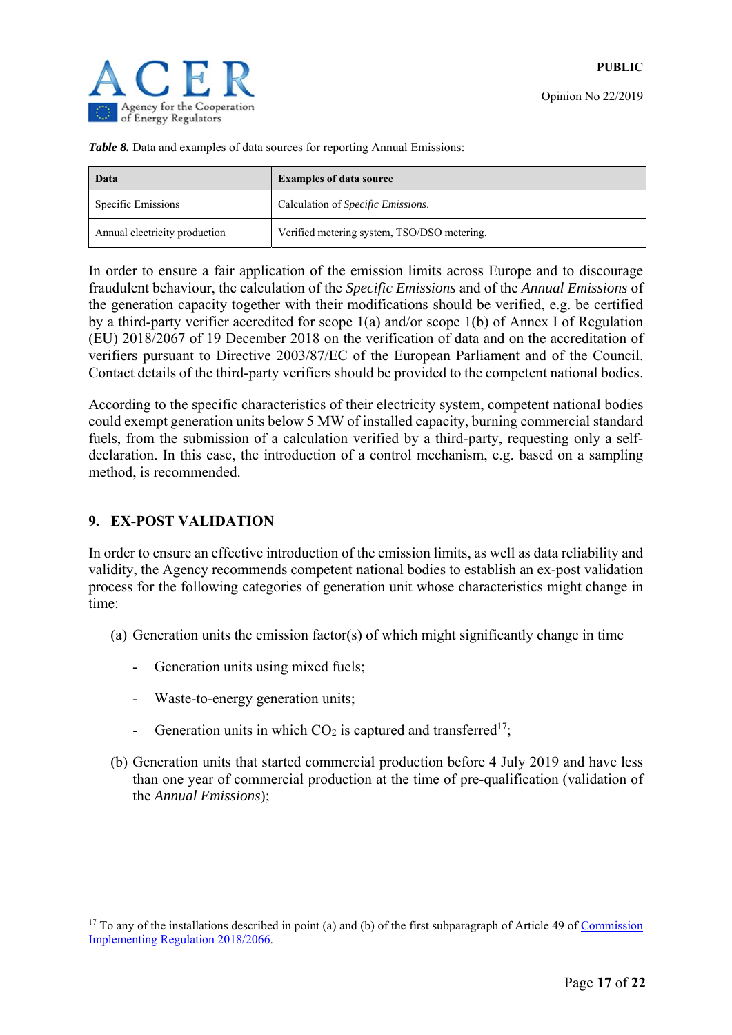***Table 8.*** Data and examples of data sources for reporting Annual Emissions:

| Data | Examples of data source |
|---|---|
| Specific Emissions | Calculation of *Specific Emissions*. |
| Annual electricity production | Verified metering system, TSO/DSO metering. |

In order to ensure a fair application of the emission limits across Europe and to discourage fraudulent behaviour, the calculation of the *Specific Emissions* and of the *Annual Emissions* of the generation capacity together with their modifications should be verified, e.g. be certified by a third-party verifier accredited for scope 1(a) and/or scope 1(b) of Annex I of Regulation (EU) 2018/2067 of 19 December 2018 on the verification of data and on the accreditation of verifiers pursuant to Directive 2003/87/EC of the European Parliament and of the Council. Contact details of the third-party verifiers should be provided to the competent national bodies.

According to the specific characteristics of their electricity system, competent national bodies could exempt generation units below 5 MW of installed capacity, burning commercial standard fuels, from the submission of a calculation verified by a third-party, requesting only a self-declaration. In this case, the introduction of a control mechanism, e.g. based on a sampling method, is recommended.

## 9. EX-POST VALIDATION

In order to ensure an effective introduction of the emission limits, as well as data reliability and validity, the Agency recommends competent national bodies to establish an ex-post validation process for the following categories of generation unit whose characteristics might change in time:

(a) Generation units the emission factor(s) of which might significantly change in time

- Generation units using mixed fuels;
- Waste-to-energy generation units;
- Generation units in which $CO_2$ is captured and transferred[17];

(b) Generation units that started commercial production before 4 July 2019 and have less than one year of commercial production at the time of pre-qualification (validation of the *Annual Emissions*);

[17] To any of the installations described in point (a) and (b) of the first subparagraph of Article 49 of Commission Implementing Regulation 2018/2066.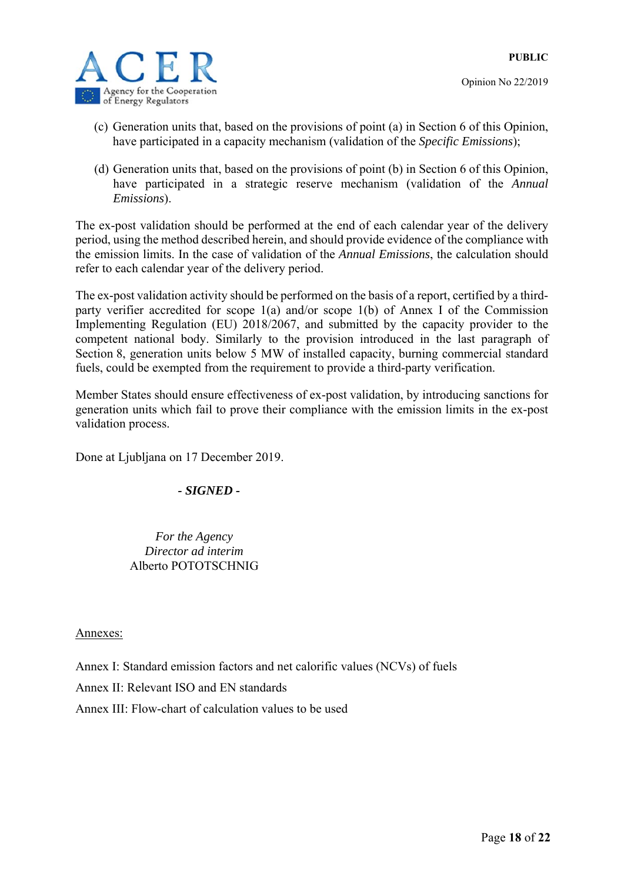(c) Generation units that, based on the provisions of point (a) in Section 6 of this Opinion, have participated in a capacity mechanism (validation of the *Specific Emissions*);

(d) Generation units that, based on the provisions of point (b) in Section 6 of this Opinion, have participated in a strategic reserve mechanism (validation of the *Annual Emissions*).

The ex-post validation should be performed at the end of each calendar year of the delivery period, using the method described herein, and should provide evidence of the compliance with the emission limits. In the case of validation of the *Annual Emissions*, the calculation should refer to each calendar year of the delivery period.

The ex-post validation activity should be performed on the basis of a report, certified by a third-party verifier accredited for scope 1(a) and/or scope 1(b) of Annex I of the Commission Implementing Regulation (EU) 2018/2067, and submitted by the capacity provider to the competent national body. Similarly to the provision introduced in the last paragraph of Section 8, generation units below 5 MW of installed capacity, burning commercial standard fuels, could be exempted from the requirement to provide a third-party verification.

Member States should ensure effectiveness of ex-post validation, by introducing sanctions for generation units which fail to prove their compliance with the emission limits in the ex-post validation process.

Done at Ljubljana on 17 December 2019.

***- SIGNED -***

*For the Agency*
*Director ad interim*
Alberto POTOTSCHNIG

Annexes:

Annex I: Standard emission factors and net calorific values (NCVs) of fuels

Annex II: Relevant ISO and EN standards

Annex III: Flow-chart of calculation values to be used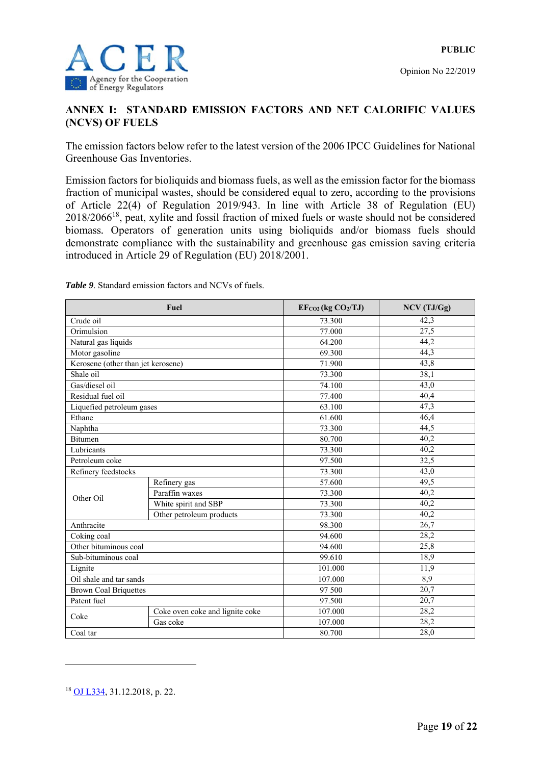## ANNEX I: STANDARD EMISSION FACTORS AND NET CALORIFIC VALUES (NCVS) OF FUELS

The emission factors below refer to the latest version of the 2006 IPCC Guidelines for National Greenhouse Gas Inventories.

Emission factors for bioliquids and biomass fuels, as well as the emission factor for the biomass fraction of municipal wastes, should be considered equal to zero, according to the provisions of Article 22(4) of Regulation 2019/943. In line with Article 38 of Regulation (EU) 2018/2066[18], peat, xylite and fossil fraction of mixed fuels or waste should not be considered biomass. Operators of generation units using bioliquids and/or biomass fuels should demonstrate compliance with the sustainability and greenhouse gas emission saving criteria introduced in Article 29 of Regulation (EU) 2018/2001.

***Table 9***. Standard emission factors and NCVs of fuels.

| Fuel | | $EF_{CO_2}$ (kg $CO_2$/TJ) | NCV (TJ/Gg) |
|---|---|---|---|
| Crude oil | | 73.300 | 42,3 |
| Orimulsion | | 77.000 | 27,5 |
| Natural gas liquids | | 64.200 | 44,2 |
| Motor gasoline | | 69.300 | 44,3 |
| Kerosene (other than jet kerosene) | | 71.900 | 43,8 |
| Shale oil | | 73.300 | 38,1 |
| Gas/diesel oil | | 74.100 | 43,0 |
| Residual fuel oil | | 77.400 | 40,4 |
| Liquefied petroleum gases | | 63.100 | 47,3 |
| Ethane | | 61.600 | 46,4 |
| Naphtha | | 73.300 | 44,5 |
| Bitumen | | 80.700 | 40,2 |
| Lubricants | | 73.300 | 40,2 |
| Petroleum coke | | 97.500 | 32,5 |
| Refinery feedstocks | | 73.300 | 43,0 |
| Other Oil | Refinery gas | 57.600 | 49,5 |
| | Paraffin waxes | 73.300 | 40,2 |
| | White spirit and SBP | 73.300 | 40,2 |
| | Other petroleum products | 73.300 | 40,2 |
| Anthracite | | 98.300 | 26,7 |
| Coking coal | | 94.600 | 28,2 |
| Other bituminous coal | | 94.600 | 25,8 |
| Sub-bituminous coal | | 99.610 | 18,9 |
| Lignite | | 101.000 | 11,9 |
| Oil shale and tar sands | | 107.000 | 8,9 |
| Brown Coal Briquettes | | 97 500 | 20,7 |
| Patent fuel | | 97.500 | 20,7 |
| Coke | Coke oven coke and lignite coke | 107.000 | 28,2 |
| | Gas coke | 107.000 | 28,2 |
| Coal tar | | 80.700 | 28,0 |

[18] OJ L334, 31.12.2018, p. 22.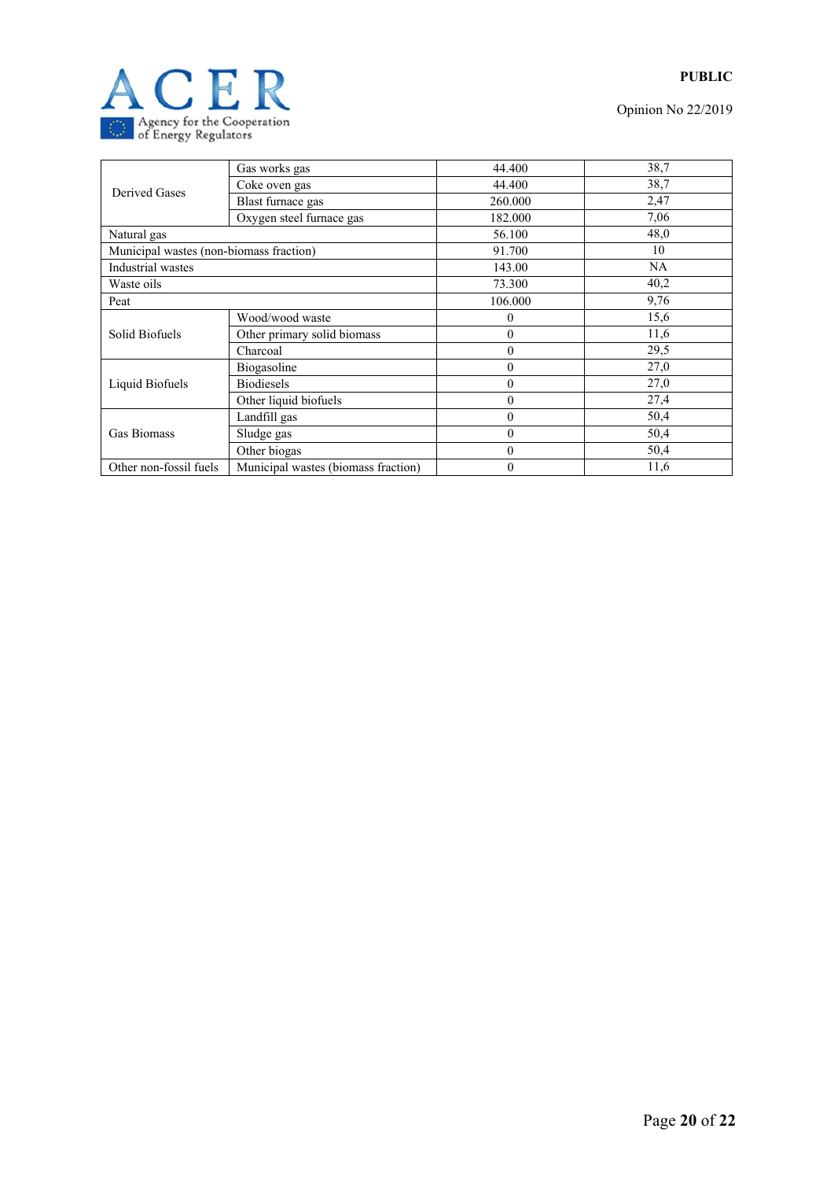| | | | |
|---|---|---|---|
| Derived Gases | Gas works gas | 44.400 | 38,7 |
| | Coke oven gas | 44.400 | 38,7 |
| | Blast furnace gas | 260.000 | 2,47 |
| | Oxygen steel furnace gas | 182.000 | 7,06 |
| Natural gas | | 56.100 | 48,0 |
| Municipal wastes (non-biomass fraction) | | 91.700 | 10 |
| Industrial wastes | | 143.00 | NA |
| Waste oils | | 73.300 | 40,2 |
| Peat | | 106.000 | 9,76 |
| Solid Biofuels | Wood/wood waste | 0 | 15,6 |
| | Other primary solid biomass | 0 | 11,6 |
| | Charcoal | 0 | 29,5 |
| Liquid Biofuels | Biogasoline | 0 | 27,0 |
| | Biodiesels | 0 | 27,0 |
| | Other liquid biofuels | 0 | 27,4 |
| Gas Biomass | Landfill gas | 0 | 50,4 |
| | Sludge gas | 0 | 50,4 |
| | Other biogas | 0 | 50,4 |
| Other non-fossil fuels | Municipal wastes (biomass fraction) | 0 | 11,6 |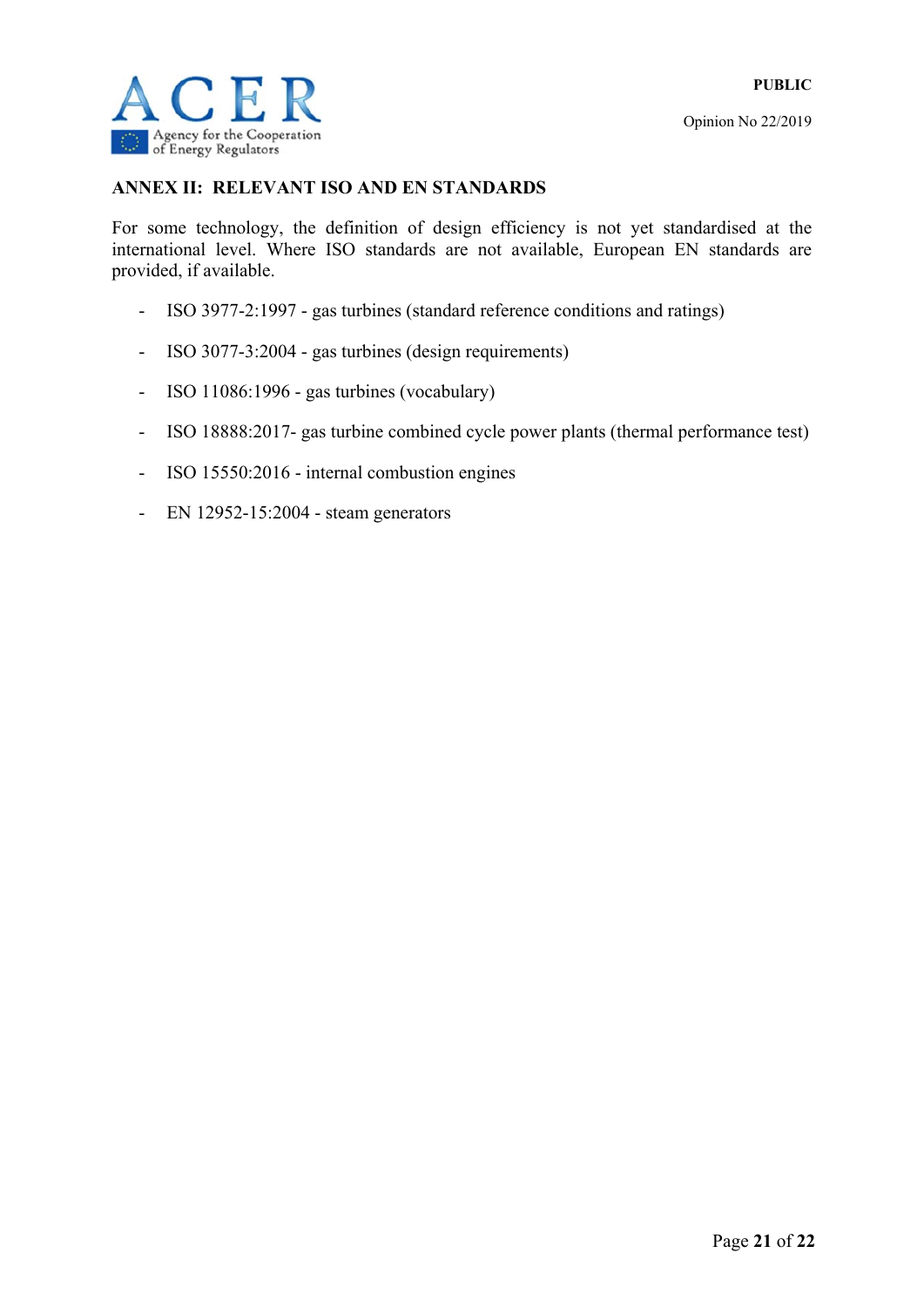## ANNEX II: RELEVANT ISO AND EN STANDARDS

For some technology, the definition of design efficiency is not yet standardised at the international level. Where ISO standards are not available, European EN standards are provided, if available.

- ISO 3977-2:1997 - gas turbines (standard reference conditions and ratings)
- ISO 3077-3:2004 - gas turbines (design requirements)
- ISO 11086:1996 - gas turbines (vocabulary)
- ISO 18888:2017- gas turbine combined cycle power plants (thermal performance test)
- ISO 15550:2016 - internal combustion engines
- EN 12952-15:2004 - steam generators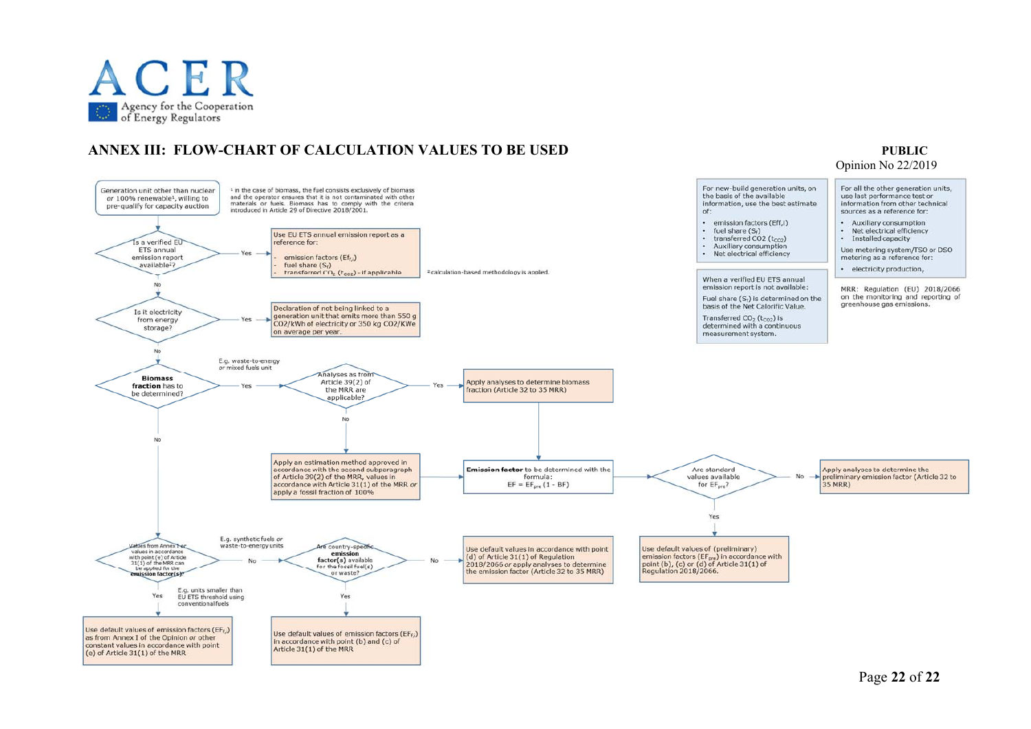ACER Agency for the Cooperation of Energy Regulators

PUBLIC
Opinion No 22/2019

## ANNEX III: FLOW-CHART OF CALCULATION VALUES TO BE USED

Generation unit other than nuclear or 100% renewable[1], willing to pre-qualify for capacity auction

[1] in the case of biomass, the fuel consists exclusively of biomass and the operator ensures that it is not contaminated with other materials or fuels. Biomass has to comply with the criteria introduced in Article 29 of Directive 2018/2001.

Is a verified EU ETS annual emission report available[2]?

Yes → Use EU ETS annual emission report as a reference for:

- emission factors ($Ef_{f,i}$)
- fuel share ($S_i$)
- transferred $CO_2$ ($t_{CO2}$) - if applicable

[2] calculation-based methodology is applied.

No → Is it electricity from energy storage?

Yes → Declaration of not being linked to a generation unit that emits more than 550 g CO2/kWh of electricity or 350 kg CO2/KWe on average per year.

No → Biomass fraction has to be determined? (E.g. waste-to-energy or mixed fuels unit)

Yes → Analyses as from Article 39(2) of the MRR are applicable?

- Yes → Apply analyses to determine biomass fraction (Article 32 to 35 MRR)
- No → Apply an estimation method approved in accordance with the second subparagraph of Article 39(2) of the MRR, values in accordance with Article 31(1) of the MRR or apply a fossil fraction of 100%

→ **Emission factor** to be determined with the formula: $EF = EF_{pre} (1 - BF)$

→ Are standard values available for $EF_{pre}$?

- Yes → Use default values of (preliminary) emission factors ($EF_{pre}$) in accordance with point (b), (c) or (d) of Article 31(1) of Regulation 2018/2066.
- No → Apply analyses to determine the preliminary emission factor (Article 32 to 35 MRR)

No → Values from Annex I or values in accordance with point (e) of Article 31(1) of the MRR can be applied for the emission factor(s)?

- Yes (E.g. units smaller than EU ETS threshold using conventional fuels) → Use default values of emission factors ($EF_{f,i}$) as from Annex I of the Opinion or other constant values in accordance with point (e) of Article 31(1) of the MRR
- No (E.g. synthetic fuels or waste-to-energy units) → Are country-specific emission factor(s) available for the fossil fuel(s) or waste?
  - Yes → Use default values of emission factors ($EF_{f,i}$) in accordance with point (b) and (c) of Article 31(1) of the MRR
  - No → Use default values in accordance with point (d) of Article 31(1) of Regulation 2018/2066 or apply analyses to determine the emission factor (Article 32 to 35 MRR)

For new-build generation units, on the basis of the available information, use the best estimate of:

- emission factors ($Eff_{,i}$)
- fuel share ($S_i$)
- transferred CO2 ($t_{CO2}$)
- Auxiliary consumption
- Net electrical efficiency

When a verified EU ETS annual emission report is not available:

Fuel share ($S_i$) is determined on the basis of the Net Calorific Value.

Transferred $CO_2$ ($t_{CO2}$) is determined with a continuous measurement system.

For all the other generation units, use last performance test or information from other technical sources as a reference for:

- Auxiliary consumption
- Net electrical efficiency
- Installed capacity

Use metering system/TSO or DSO metering as a reference for:

- electricity production,

MRR: Regulation (EU) 2018/2066 on the monitoring and reporting of greenhouse gas emissions.